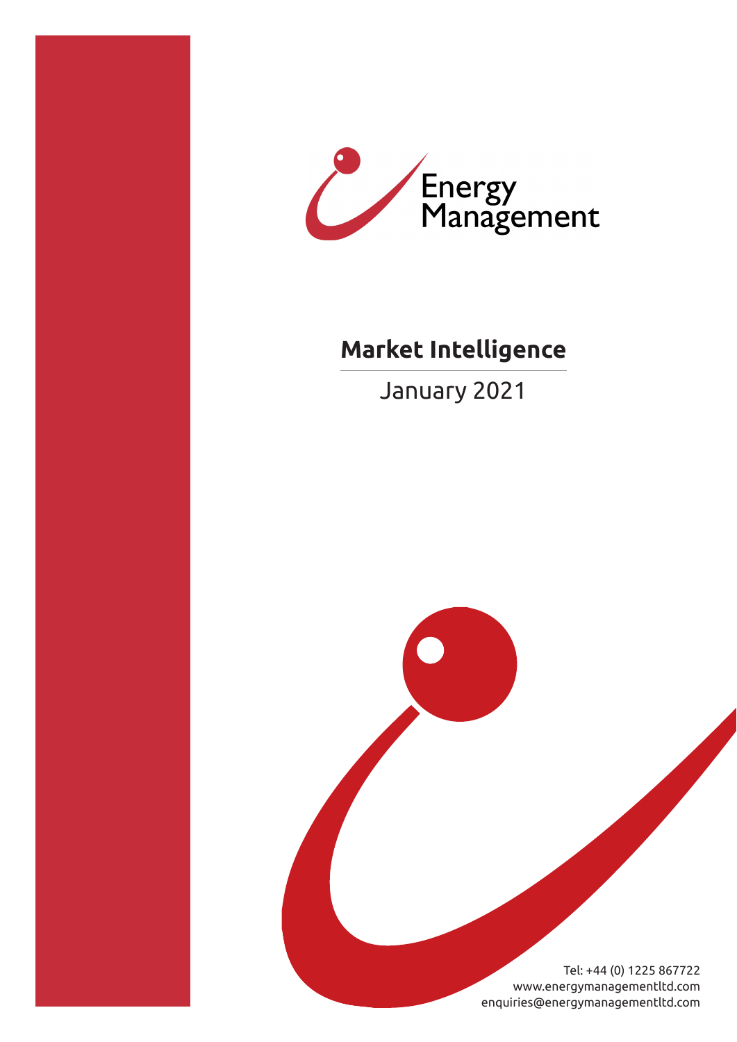Energy Management

# Market Intelligence

January 2021

Tel: +44 (0) 1225 867722
www.energymanagementltd.com
enquiries@energymanagementltd.com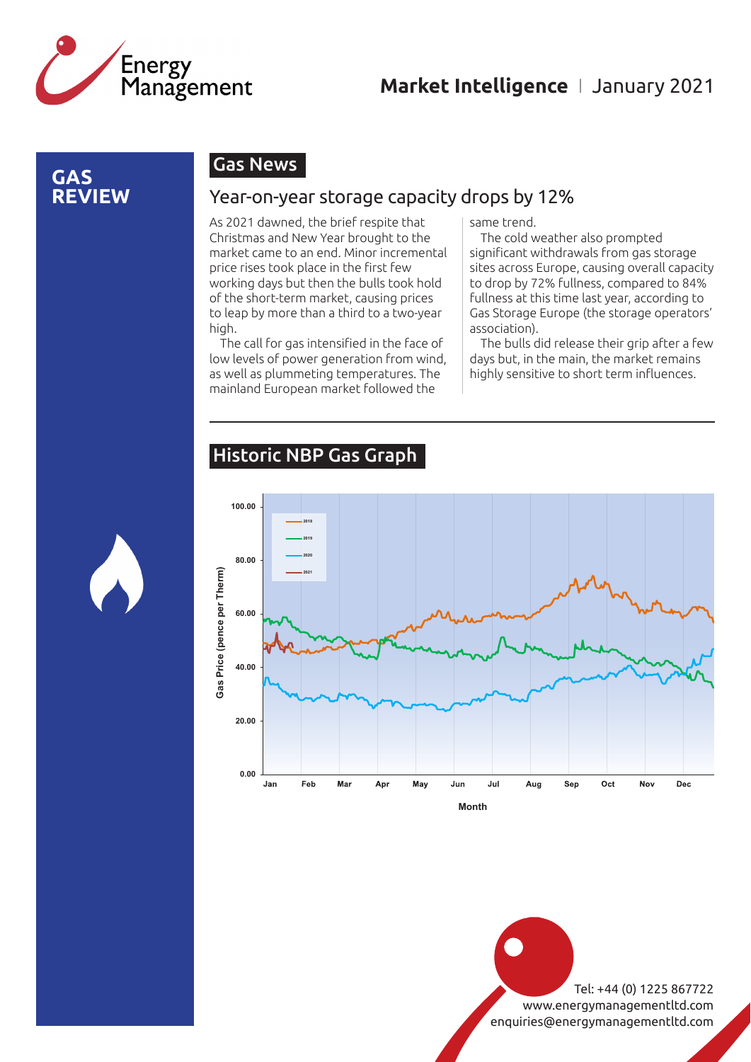# GAS REVIEW

## Gas News

### Year-on-year storage capacity drops by 12%

As 2021 dawned, the brief respite that Christmas and New Year brought to the market came to an end. Minor incremental price rises took place in the first few working days but then the bulls took hold of the short-term market, causing prices to leap by more than a third to a two-year high.

The call for gas intensified in the face of low levels of power generation from wind, as well as plummeting temperatures. The mainland European market followed the same trend.

The cold weather also prompted significant withdrawals from gas storage sites across Europe, causing overall capacity to drop by 72% fullness, compared to 84% fullness at this time last year, according to Gas Storage Europe (the storage operators' association).

The bulls did release their grip after a few days but, in the main, the market remains highly sensitive to short term influences.

## Historic NBP Gas Graph

Gas Price (pence per Therm) by Month (Jan–Dec); series: 2018, 2019, 2020, 2021

Tel: +44 (0) 1225 867722
www.energymanagementltd.com
enquiries@energymanagementltd.com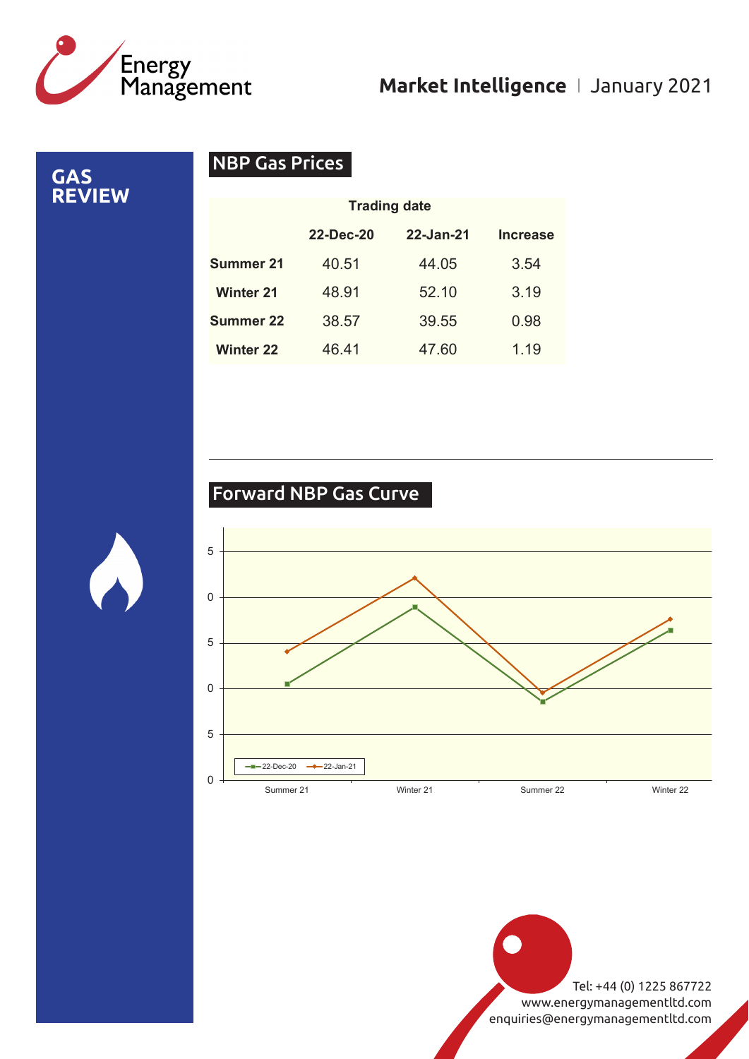# GAS REVIEW

## NBP Gas Prices

| | Trading date | | |
|---|---|---|---|
| | 22-Dec-20 | 22-Jan-21 | Increase |
| Summer 21 | 40.51 | 44.05 | 3.54 |
| Winter 21 | 48.91 | 52.10 | 3.19 |
| Summer 22 | 38.57 | 39.55 | 0.98 |
| Winter 22 | 46.41 | 47.60 | 1.19 |

## Forward NBP Gas Curve

5
0
5
0
5
0

22-Dec-20 22-Jan-21

Summer 21 Winter 21 Summer 22 Winter 22

Tel: +44 (0) 1225 867722
www.energymanagementltd.com
enquiries@energymanagementltd.com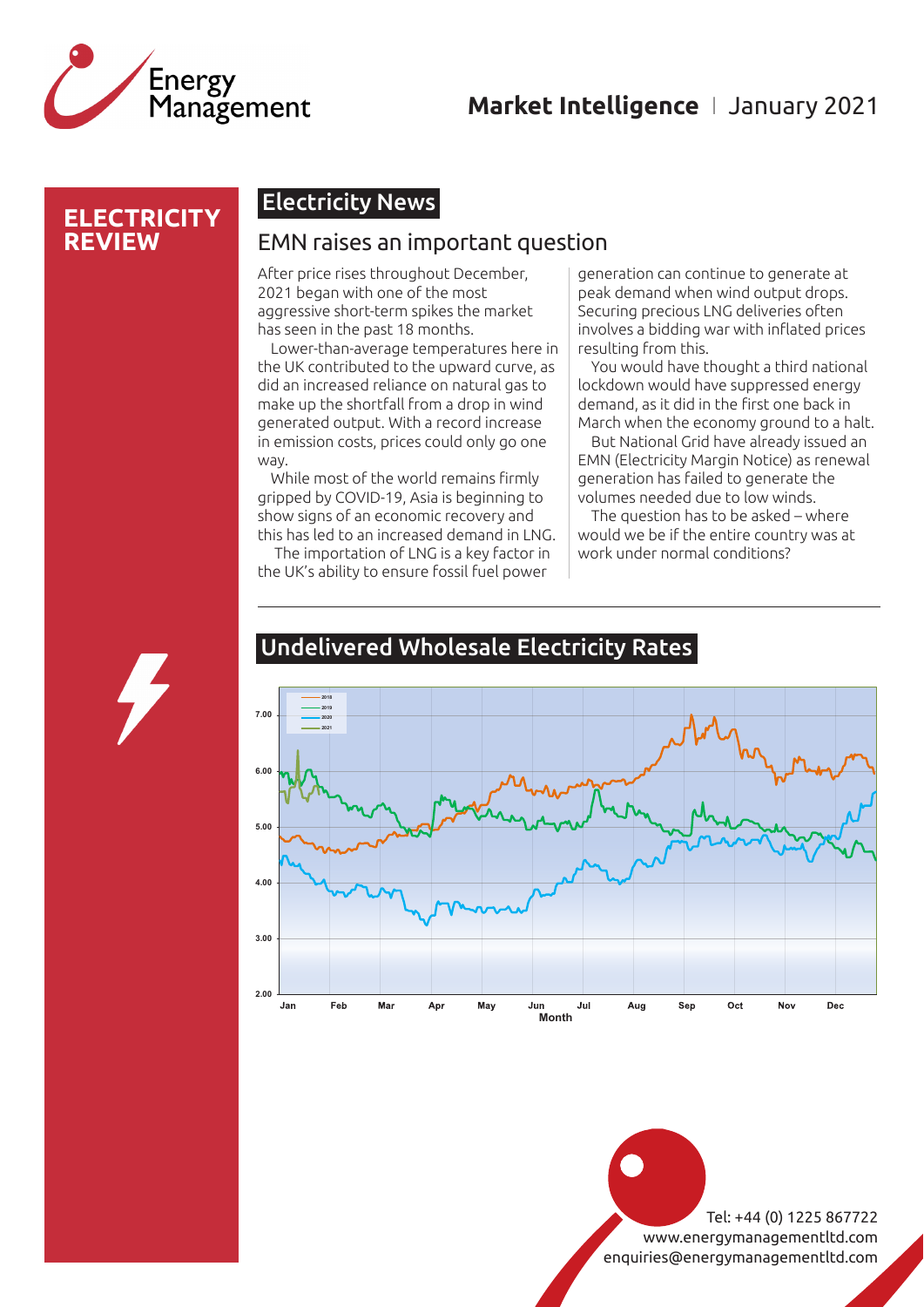# ELECTRICITY REVIEW

## Electricity News

### EMN raises an important question

After price rises throughout December, 2021 began with one of the most aggressive short-term spikes the market has seen in the past 18 months.

Lower-than-average temperatures here in the UK contributed to the upward curve, as did an increased reliance on natural gas to make up the shortfall from a drop in wind generated output. With a record increase in emission costs, prices could only go one way.

While most of the world remains firmly gripped by COVID-19, Asia is beginning to show signs of an economic recovery and this has led to an increased demand in LNG.

The importation of LNG is a key factor in the UK's ability to ensure fossil fuel power generation can continue to generate at peak demand when wind output drops. Securing precious LNG deliveries often involves a bidding war with inflated prices resulting from this.

You would have thought a third national lockdown would have suppressed energy demand, as it did in the first one back in March when the economy ground to a halt.

But National Grid have already issued an EMN (Electricity Margin Notice) as renewal generation has failed to generate the volumes needed due to low winds.

The question has to be asked – where would we be if the entire country was at work under normal conditions?

## Undelivered Wholesale Electricity Rates

Legend: 2018, 2019, 2020, 2021

Y-axis: 2.00, 3.00, 4.00, 5.00, 6.00, 7.00

X-axis (Month): Jan, Feb, Mar, Apr, May, Jun, Jul, Aug, Sep, Oct, Nov, Dec

Tel: +44 (0) 1225 867722
www.energymanagementltd.com
enquiries@energymanagementltd.com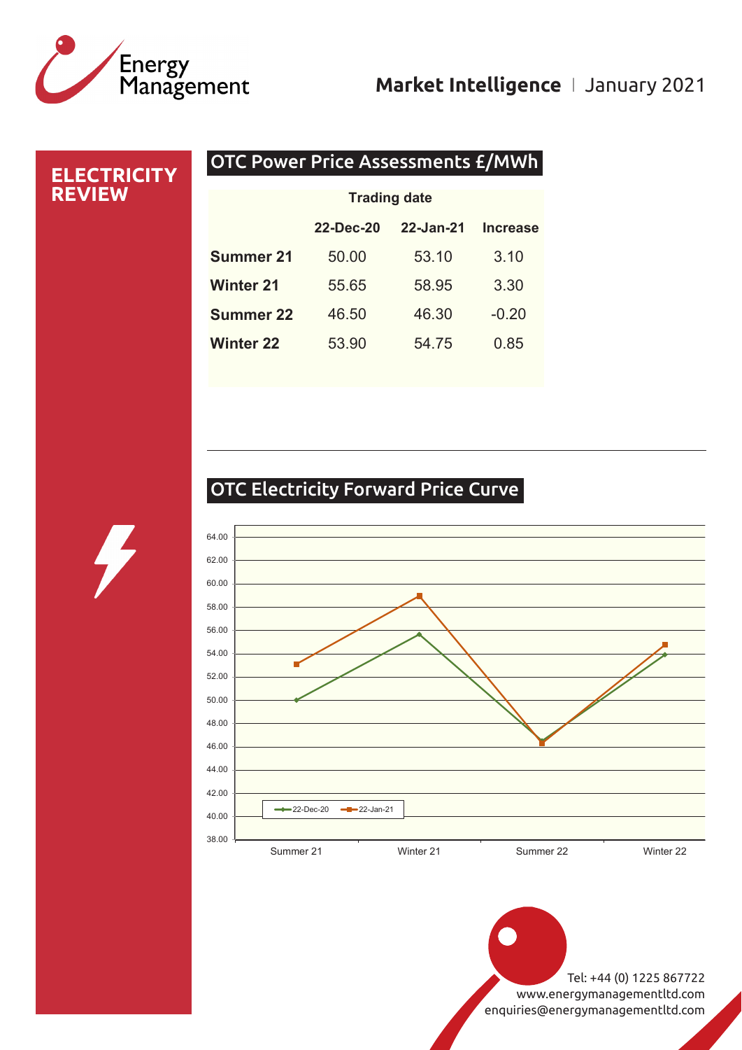Market Intelligence | January 2021

# ELECTRICITY REVIEW

## OTC Power Price Assessments £/MWh

| | Trading date | | |
|---|---|---|---|
| | 22-Dec-20 | 22-Jan-21 | Increase |
| **Summer 21** | 50.00 | 53.10 | 3.10 |
| **Winter 21** | 55.65 | 58.95 | 3.30 |
| **Summer 22** | 46.50 | 46.30 | -0.20 |
| **Winter 22** | 53.90 | 54.75 | 0.85 |

## OTC Electricity Forward Price Curve

Tel: +44 (0) 1225 867722
www.energymanagementltd.com
enquiries@energymanagementltd.com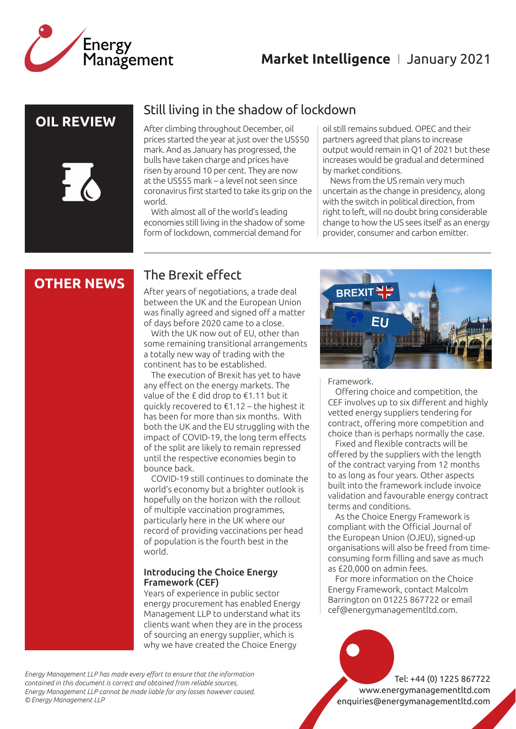Energy Management

# Market Intelligence | January 2021

## OIL REVIEW

### Still living in the shadow of lockdown

After climbing throughout December, oil prices started the year at just over the US$50 mark. And as January has progressed, the bulls have taken charge and prices have risen by around 10 per cent. They are now at the US$55 mark – a level not seen since coronavirus first started to take its grip on the world.

With almost all of the world's leading economies still living in the shadow of some form of lockdown, commercial demand for oil still remains subdued. OPEC and their partners agreed that plans to increase output would remain in Q1 of 2021 but these increases would be gradual and determined by market conditions.

News from the US remain very much uncertain as the change in presidency, along with the switch in political direction, from right to left, will no doubt bring considerable change to how the US sees itself as an energy provider, consumer and carbon emitter.

## OTHER NEWS

### The Brexit effect

After years of negotiations, a trade deal between the UK and the European Union was finally agreed and signed off a matter of days before 2020 came to a close.

With the UK now out of EU, other than some remaining transitional arrangements a totally new way of trading with the continent has to be established.

The execution of Brexit has yet to have any effect on the energy markets. The value of the £ did drop to €1.11 but it quickly recovered to €1.12 – the highest it has been for more than six months. With both the UK and the EU struggling with the impact of COVID-19, the long term effects of the split are likely to remain repressed until the respective economies begin to bounce back.

COVID-19 still continues to dominate the world's economy but a brighter outlook is hopefully on the horizon with the rollout of multiple vaccination programmes, particularly here in the UK where our record of providing vaccinations per head of population is the fourth best in the world.

### Introducing the Choice Energy Framework (CEF)

Years of experience in public sector energy procurement has enabled Energy Management LLP to understand what its clients want when they are in the process of sourcing an energy supplier, which is why we have created the Choice Energy Framework.

Offering choice and competition, the CEF involves up to six different and highly vetted energy suppliers tendering for contract, offering more competition and choice than is perhaps normally the case.

Fixed and flexible contracts will be offered by the suppliers with the length of the contract varying from 12 months to as long as four years. Other aspects built into the framework include invoice validation and favourable energy contract terms and conditions.

As the Choice Energy Framework is compliant with the Official Journal of the European Union (OJEU), signed-up organisations will also be freed from time-consuming form filling and save as much as £20,000 on admin fees.

For more information on the Choice Energy Framework, contact Malcolm Barrington on 01225 867722 or email cef@energymanagementltd.com.

*Energy Management LLP has made every effort to ensure that the information contained in this document is correct and obtained from reliable sources, Energy Management LLP cannot be made liable for any losses however caused. © Energy Management LLP*

Tel: +44 (0) 1225 867722
www.energymanagementltd.com
enquiries@energymanagementltd.com